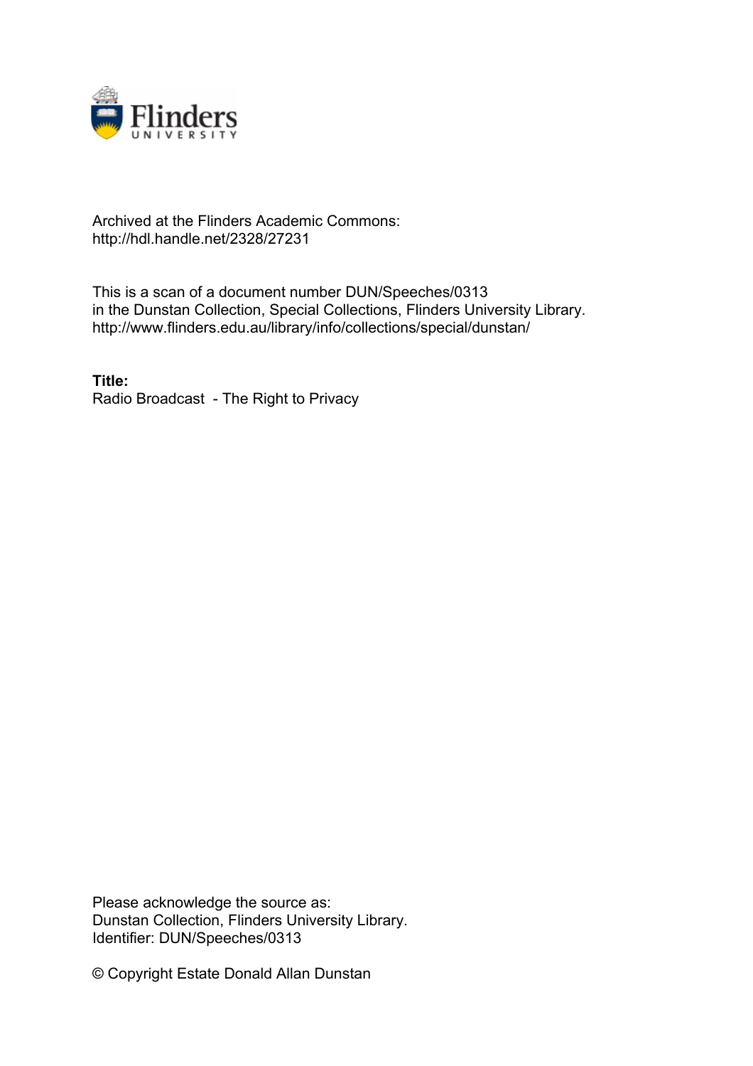Archived at the Flinders Academic Commons:
http://hdl.handle.net/2328/27231

This is a scan of a document number DUN/Speeches/0313
in the Dunstan Collection, Special Collections, Flinders University Library.
http://www.flinders.edu.au/library/info/collections/special/dunstan/

**Title:**
Radio Broadcast - The Right to Privacy

Please acknowledge the source as:
Dunstan Collection, Flinders University Library.
Identifier: DUN/Speeches/0313

© Copyright Estate Donald Allan Dunstan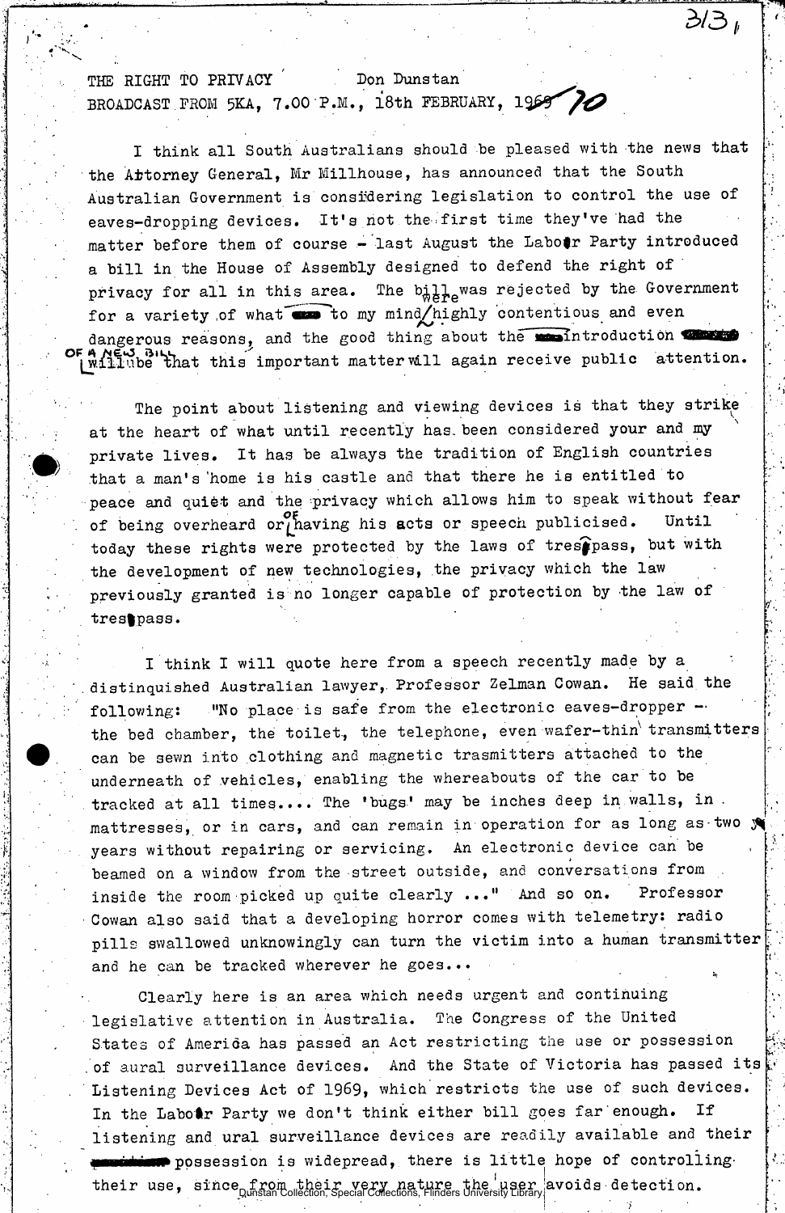THE RIGHT TO PRIVACY    Don Dunstan
BROADCAST FROM 5KA, 7.00 P.M., 18th FEBRUARY, 1970

I think all South Australians should be pleased with the news that the Attorney General, Mr Millhouse, has announced that the South Australian Government is considering legislation to control the use of eaves-dropping devices. It's not the first time they've had the matter before them of course - last August the Labor Party introduced a bill in the House of Assembly designed to defend the right of privacy for all in this area. The bill was rejected by the Government for a variety of what were to my mind highly contentious and even dangerous reasons, and the good thing about the introduction of a new bill will be that this important matter will again receive public attention.

The point about listening and viewing devices is that they strike at the heart of what until recently has been considered your and my private lives. It has be always the tradition of English countries that a man's home is his castle and that there he is entitled to peace and quiet and the privacy which allows him to speak without fear of being overheard or of having his acts or speech publicised. Until today these rights were protected by the laws of trespass, but with the development of new technologies, the privacy which the law previously granted is no longer capable of protection by the law of trespass.

I think I will quote here from a speech recently made by a distinquished Australian lawyer, Professor Zelman Cowan. He said the following: "No place is safe from the electronic eaves-dropper - the bed chamber, the toilet, the telephone, even wafer-thin transmitters can be sewn into clothing and magnetic trasmitters attached to the underneath of vehicles, enabling the whereabouts of the car to be tracked at all times.... The 'bugs' may be inches deep in walls, in mattresses, or in cars, and can remain in operation for as long as two years without repairing or servicing. An electronic device can be beamed on a window from the street outside, and conversations from inside the room picked up quite clearly ..." And so on. Professor Cowan also said that a developing horror comes with telemetry: radio pills swallowed unknowingly can turn the victim into a human transmitter and he can be tracked wherever he goes...

Clearly here is an area which needs urgent and continuing legislative attention in Australia. The Congress of the United States of America has passed an Act restricting the use or possession of aural surveillance devices. And the State of Victoria has passed its Listening Devices Act of 1969, which restricts the use of such devices. In the Labor Party we don't think either bill goes far enough. If listening and ural surveillance devices are readily available and their possession is widepread, there is little hope of controlling their use, since from their very nature the user avoids detection.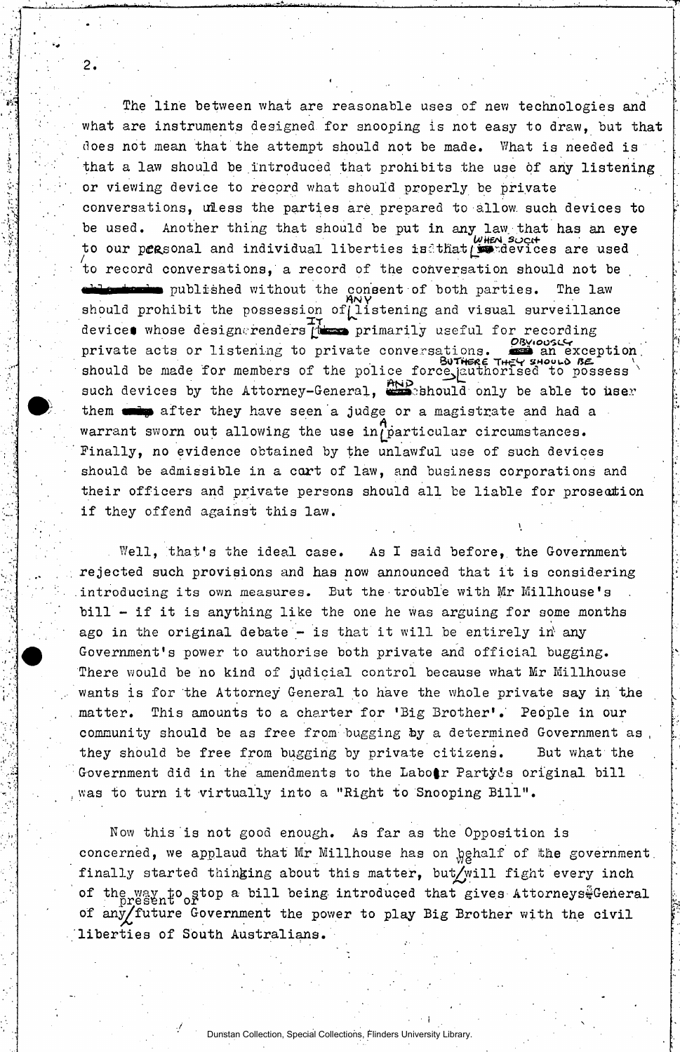The line between what are reasonable uses of new technologies and what are instruments designed for snooping is not easy to draw, but that does not mean that the attempt should not be made. What is needed is that a law should be introduced that prohibits the use of any listening or viewing device to record what should properly be private conversations, unless the parties are prepared to allow such devices to be used. Another thing that should be put in any law that has an eye to our personal and individual liberties is that when such devices are used to record conversations, a record of the conversation should not be published without the consent of both parties. The law should prohibit the possession of any listening and visual surveillance devices whose design renders it primarily useful for recording private acts or listening to private conversations. Obviously an exception should be made for members of the police force but there they should be authorised to possess such devices by the Attorney-General, and should only be able to use them after they have seen a judge or a magistrate and had a warrant sworn out allowing the use in a particular circumstances. Finally, no evidence obtained by the unlawful use of such devices should be admissible in a court of law, and business corporations and their officers and private persons should all be liable for prosecution if they offend against this law.

Well, that's the ideal case. As I said before, the Government rejected such provisions and has now announced that it is considering introducing its own measures. But the trouble with Mr Millhouse's bill - if it is anything like the one he was arguing for some months ago in the original debate - is that it will be entirely in any Government's power to authorise both private and official bugging. There would be no kind of judicial control because what Mr Millhouse wants is for the Attorney General to have the whole private say in the matter. This amounts to a charter for 'Big Brother'. People in our community should be as free from bugging by a determined Government as they should be free from bugging by private citizens. But what the Government did in the amendments to the Labor Party's original bill was to turn it virtually into a "Right to Snooping Bill".

Now this is not good enough. As far as the Opposition is concerned, we applaud that Mr Millhouse has on behalf of the government finally started thinking about this matter, but we will fight every inch of the way to stop a bill being introduced that gives Attorneys-General of present or any future Government the power to play Big Brother with the civil liberties of South Australians.